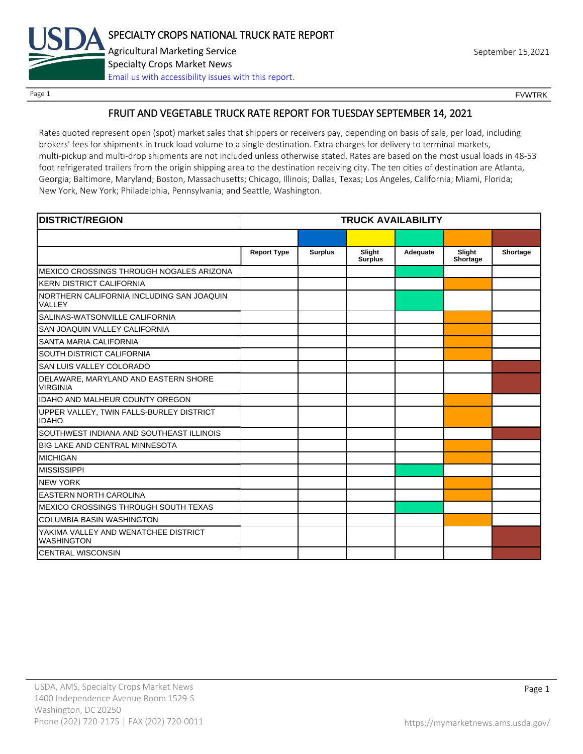# SPECIALTY CROPS NATIONAL TRUCK RATE REPORT

Agricultural Marketing Service

Specialty Crops Market News

Email us with accessibility issues with this report.

September 15,2021

FVWTRK

## FRUIT AND VEGETABLE TRUCK RATE REPORT FOR TUESDAY SEPTEMBER 14, 2021

Rates quoted represent open (spot) market sales that shippers or receivers pay, depending on basis of sale, per load, including brokers' fees for shipments in truck load volume to a single destination. Extra charges for delivery to terminal markets, multi-pickup and multi-drop shipments are not included unless otherwise stated. Rates are based on the most usual loads in 48-53 foot refrigerated trailers from the origin shipping area to the destination receiving city. The ten cities of destination are Atlanta, Georgia; Baltimore, Maryland; Boston, Massachusetts; Chicago, Illinois; Dallas, Texas; Los Angeles, California; Miami, Florida; New York, New York; Philadelphia, Pennsylvania; and Seattle, Washington.

| DISTRICT/REGION | TRUCK AVAILABILITY | | | | | |
|---|---|---|---|---|---|---|
| | Report Type | Surplus | Slight Surplus | Adequate | Slight Shortage | Shortage |
| MEXICO CROSSINGS THROUGH NOGALES ARIZONA | | | | X | | |
| KERN DISTRICT CALIFORNIA | | | | | X | |
| NORTHERN CALIFORNIA INCLUDING SAN JOAQUIN VALLEY | | | | X | | |
| SALINAS-WATSONVILLE CALIFORNIA | | | | | X | |
| SAN JOAQUIN VALLEY CALIFORNIA | | | | | X | |
| SANTA MARIA CALIFORNIA | | | | | X | |
| SOUTH DISTRICT CALIFORNIA | | | | | X | |
| SAN LUIS VALLEY COLORADO | | | | | | X |
| DELAWARE, MARYLAND AND EASTERN SHORE VIRGINIA | | | | | | X |
| IDAHO AND MALHEUR COUNTY OREGON | | | | | X | |
| UPPER VALLEY, TWIN FALLS-BURLEY DISTRICT IDAHO | | | | | X | |
| SOUTHWEST INDIANA AND SOUTHEAST ILLINOIS | | | | | | X |
| BIG LAKE AND CENTRAL MINNESOTA | | | | | X | |
| MICHIGAN | | | | | X | |
| MISSISSIPPI | | | | X | | |
| NEW YORK | | | | | X | |
| EASTERN NORTH CAROLINA | | | | | X | |
| MEXICO CROSSINGS THROUGH SOUTH TEXAS | | | | X | | |
| COLUMBIA BASIN WASHINGTON | | | | | X | |
| YAKIMA VALLEY AND WENATCHEE DISTRICT WASHINGTON | | | | | | X |
| CENTRAL WISCONSIN | | | | | | X |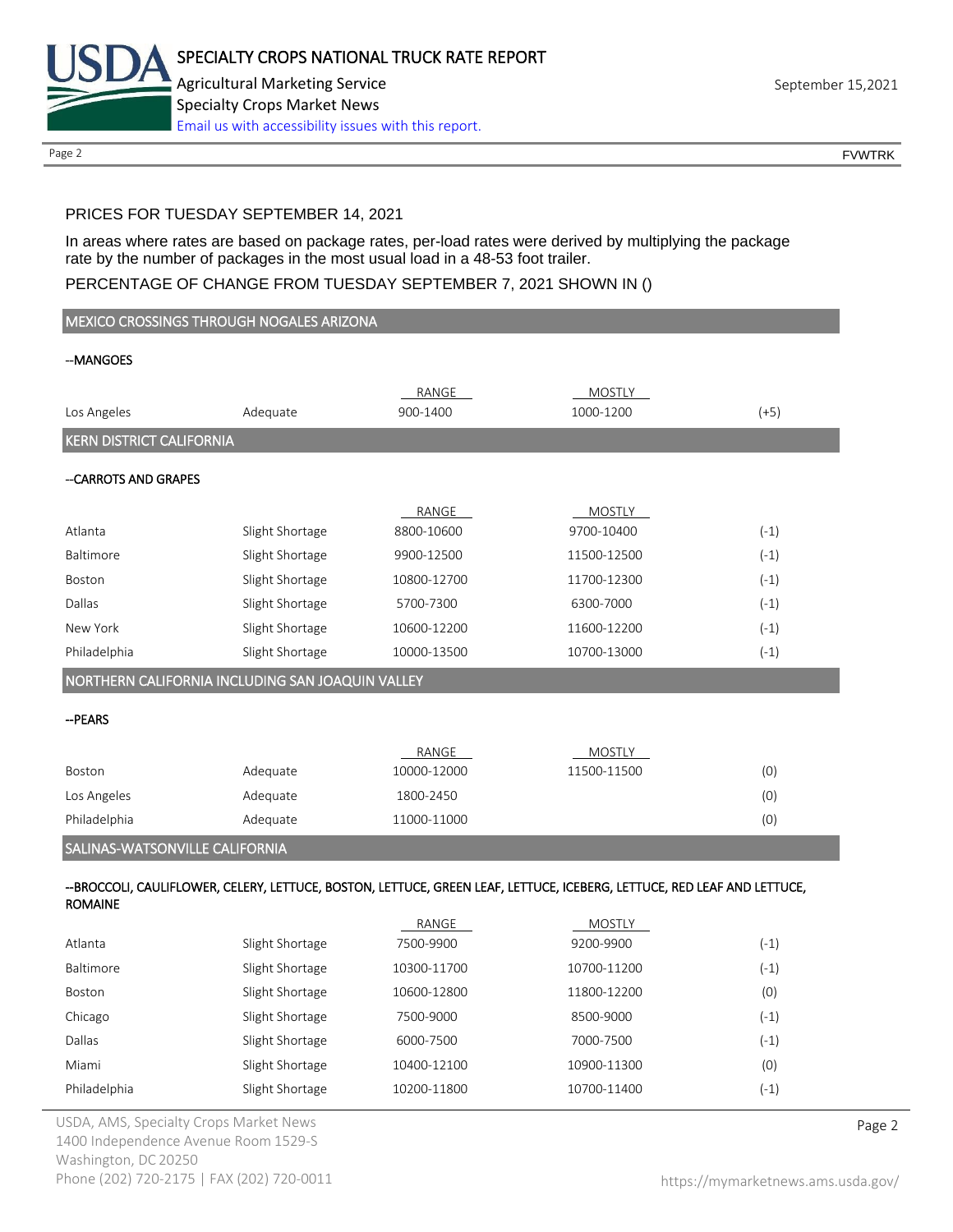PRICES FOR TUESDAY SEPTEMBER 14, 2021

In areas where rates are based on package rates, per-load rates were derived by multiplying the package rate by the number of packages in the most usual load in a 48-53 foot trailer.

PERCENTAGE OF CHANGE FROM TUESDAY SEPTEMBER 7, 2021 SHOWN IN ()

## MEXICO CROSSINGS THROUGH NOGALES ARIZONA

--MANGOES

| | | RANGE | MOSTLY | |
|---|---|---|---|---|
| Los Angeles | Adequate | 900-1400 | 1000-1200 | (+5) |

## KERN DISTRICT CALIFORNIA

--CARROTS AND GRAPES

| | | RANGE | MOSTLY | |
|---|---|---|---|---|
| Atlanta | Slight Shortage | 8800-10600 | 9700-10400 | (-1) |
| Baltimore | Slight Shortage | 9900-12500 | 11500-12500 | (-1) |
| Boston | Slight Shortage | 10800-12700 | 11700-12300 | (-1) |
| Dallas | Slight Shortage | 5700-7300 | 6300-7000 | (-1) |
| New York | Slight Shortage | 10600-12200 | 11600-12200 | (-1) |
| Philadelphia | Slight Shortage | 10000-13500 | 10700-13000 | (-1) |

## NORTHERN CALIFORNIA INCLUDING SAN JOAQUIN VALLEY

--PEARS

| | | RANGE | MOSTLY | |
|---|---|---|---|---|
| Boston | Adequate | 10000-12000 | 11500-11500 | (0) |
| Los Angeles | Adequate | 1800-2450 | | (0) |
| Philadelphia | Adequate | 11000-11000 | | (0) |

## SALINAS-WATSONVILLE CALIFORNIA

--BROCCOLI, CAULIFLOWER, CELERY, LETTUCE, BOSTON, LETTUCE, GREEN LEAF, LETTUCE, ICEBERG, LETTUCE, RED LEAF AND LETTUCE, ROMAINE

| | | RANGE | MOSTLY | |
|---|---|---|---|---|
| Atlanta | Slight Shortage | 7500-9900 | 9200-9900 | (-1) |
| Baltimore | Slight Shortage | 10300-11700 | 10700-11200 | (-1) |
| Boston | Slight Shortage | 10600-12800 | 11800-12200 | (0) |
| Chicago | Slight Shortage | 7500-9000 | 8500-9000 | (-1) |
| Dallas | Slight Shortage | 6000-7500 | 7000-7500 | (-1) |
| Miami | Slight Shortage | 10400-12100 | 10900-11300 | (0) |
| Philadelphia | Slight Shortage | 10200-11800 | 10700-11400 | (-1) |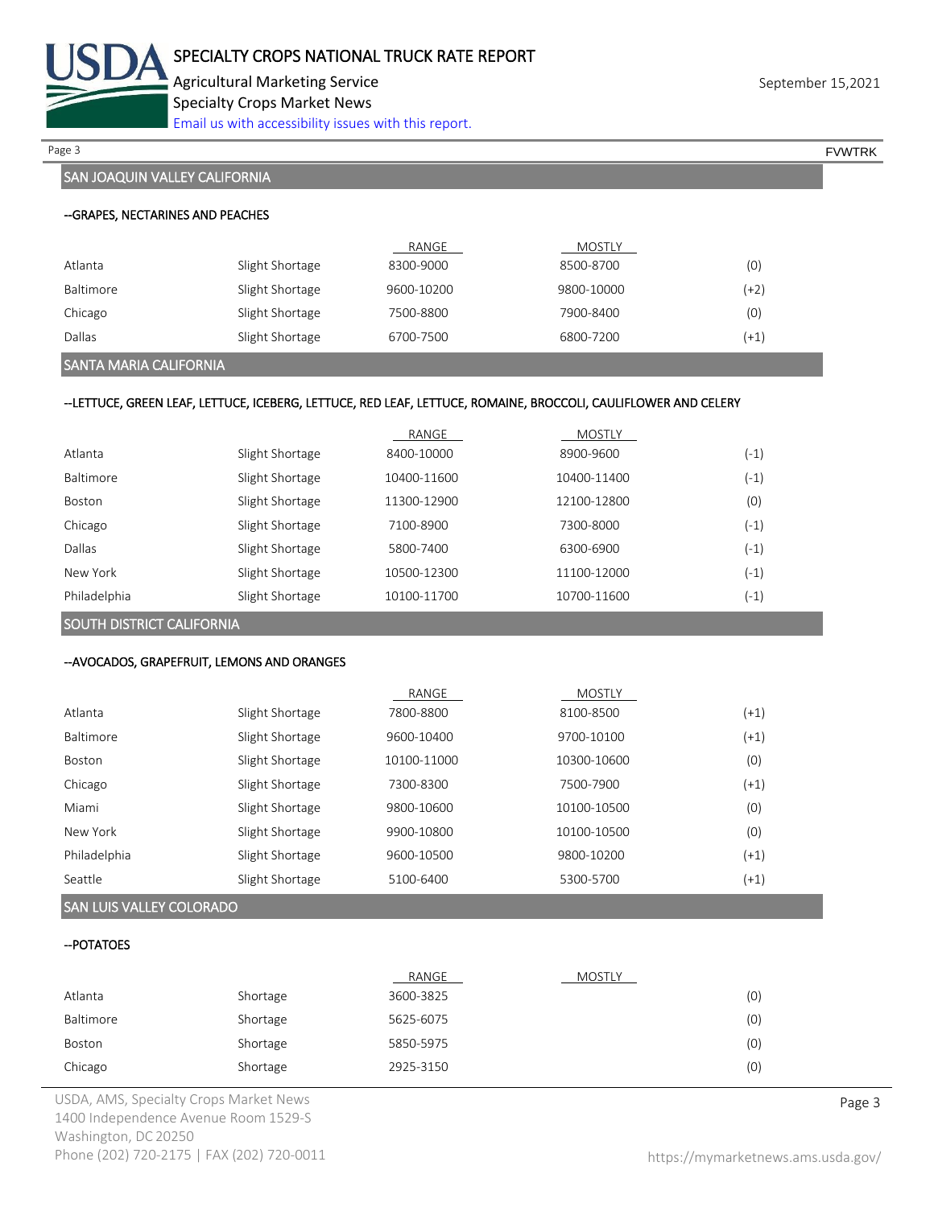## SAN JOAQUIN VALLEY CALIFORNIA

### --GRAPES, NECTARINES AND PEACHES

| | | RANGE | MOSTLY | |
|---|---|---|---|---|
| Atlanta | Slight Shortage | 8300-9000 | 8500-8700 | (0) |
| Baltimore | Slight Shortage | 9600-10200 | 9800-10000 | (+2) |
| Chicago | Slight Shortage | 7500-8800 | 7900-8400 | (0) |
| Dallas | Slight Shortage | 6700-7500 | 6800-7200 | (+1) |

## SANTA MARIA CALIFORNIA

### --LETTUCE, GREEN LEAF, LETTUCE, ICEBERG, LETTUCE, RED LEAF, LETTUCE, ROMAINE, BROCCOLI, CAULIFLOWER AND CELERY

| | | RANGE | MOSTLY | |
|---|---|---|---|---|
| Atlanta | Slight Shortage | 8400-10000 | 8900-9600 | (-1) |
| Baltimore | Slight Shortage | 10400-11600 | 10400-11400 | (-1) |
| Boston | Slight Shortage | 11300-12900 | 12100-12800 | (0) |
| Chicago | Slight Shortage | 7100-8900 | 7300-8000 | (-1) |
| Dallas | Slight Shortage | 5800-7400 | 6300-6900 | (-1) |
| New York | Slight Shortage | 10500-12300 | 11100-12000 | (-1) |
| Philadelphia | Slight Shortage | 10100-11700 | 10700-11600 | (-1) |

## SOUTH DISTRICT CALIFORNIA

### --AVOCADOS, GRAPEFRUIT, LEMONS AND ORANGES

| | | RANGE | MOSTLY | |
|---|---|---|---|---|
| Atlanta | Slight Shortage | 7800-8800 | 8100-8500 | (+1) |
| Baltimore | Slight Shortage | 9600-10400 | 9700-10100 | (+1) |
| Boston | Slight Shortage | 10100-11000 | 10300-10600 | (0) |
| Chicago | Slight Shortage | 7300-8300 | 7500-7900 | (+1) |
| Miami | Slight Shortage | 9800-10600 | 10100-10500 | (0) |
| New York | Slight Shortage | 9900-10800 | 10100-10500 | (0) |
| Philadelphia | Slight Shortage | 9600-10500 | 9800-10200 | (+1) |
| Seattle | Slight Shortage | 5100-6400 | 5300-5700 | (+1) |

## SAN LUIS VALLEY COLORADO

### --POTATOES

| | | RANGE | MOSTLY | |
|---|---|---|---|---|
| Atlanta | Shortage | 3600-3825 | | (0) |
| Baltimore | Shortage | 5625-6075 | | (0) |
| Boston | Shortage | 5850-5975 | | (0) |
| Chicago | Shortage | 2925-3150 | | (0) |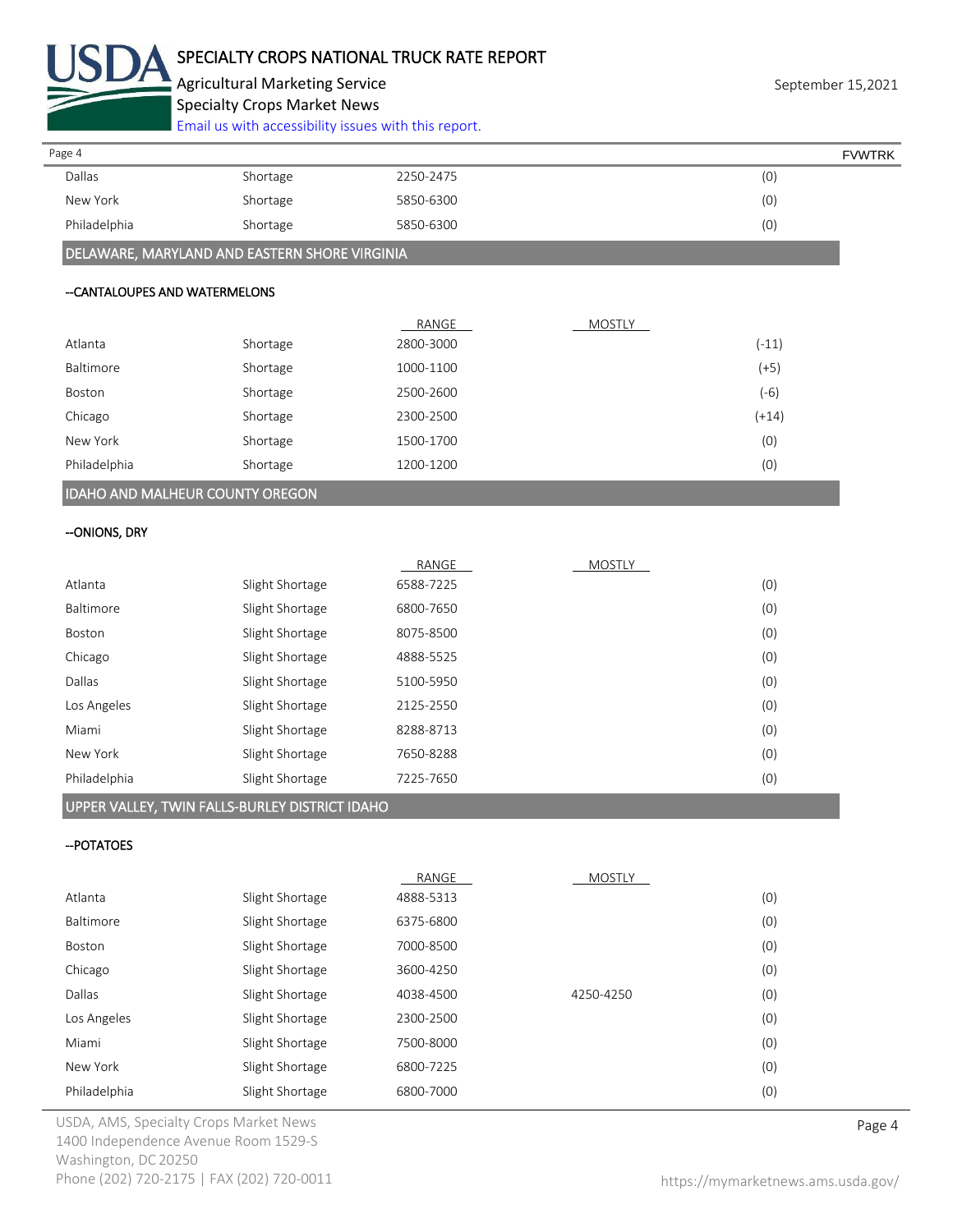| | | | | |
|---|---|---|---|---|
| Dallas | Shortage | 2250-2475 | | (0) |
| New York | Shortage | 5850-6300 | | (0) |
| Philadelphia | Shortage | 5850-6300 | | (0) |

## DELAWARE, MARYLAND AND EASTERN SHORE VIRGINIA

### --CANTALOUPES AND WATERMELONS

| | | RANGE | MOSTLY | |
|---|---|---|---|---|
| Atlanta | Shortage | 2800-3000 | | (-11) |
| Baltimore | Shortage | 1000-1100 | | (+5) |
| Boston | Shortage | 2500-2600 | | (-6) |
| Chicago | Shortage | 2300-2500 | | (+14) |
| New York | Shortage | 1500-1700 | | (0) |
| Philadelphia | Shortage | 1200-1200 | | (0) |

## IDAHO AND MALHEUR COUNTY OREGON

### --ONIONS, DRY

| | | RANGE | MOSTLY | |
|---|---|---|---|---|
| Atlanta | Slight Shortage | 6588-7225 | | (0) |
| Baltimore | Slight Shortage | 6800-7650 | | (0) |
| Boston | Slight Shortage | 8075-8500 | | (0) |
| Chicago | Slight Shortage | 4888-5525 | | (0) |
| Dallas | Slight Shortage | 5100-5950 | | (0) |
| Los Angeles | Slight Shortage | 2125-2550 | | (0) |
| Miami | Slight Shortage | 8288-8713 | | (0) |
| New York | Slight Shortage | 7650-8288 | | (0) |
| Philadelphia | Slight Shortage | 7225-7650 | | (0) |

## UPPER VALLEY, TWIN FALLS-BURLEY DISTRICT IDAHO

### --POTATOES

| | | RANGE | MOSTLY | |
|---|---|---|---|---|
| Atlanta | Slight Shortage | 4888-5313 | | (0) |
| Baltimore | Slight Shortage | 6375-6800 | | (0) |
| Boston | Slight Shortage | 7000-8500 | | (0) |
| Chicago | Slight Shortage | 3600-4250 | | (0) |
| Dallas | Slight Shortage | 4038-4500 | 4250-4250 | (0) |
| Los Angeles | Slight Shortage | 2300-2500 | | (0) |
| Miami | Slight Shortage | 7500-8000 | | (0) |
| New York | Slight Shortage | 6800-7225 | | (0) |
| Philadelphia | Slight Shortage | 6800-7000 | | (0) |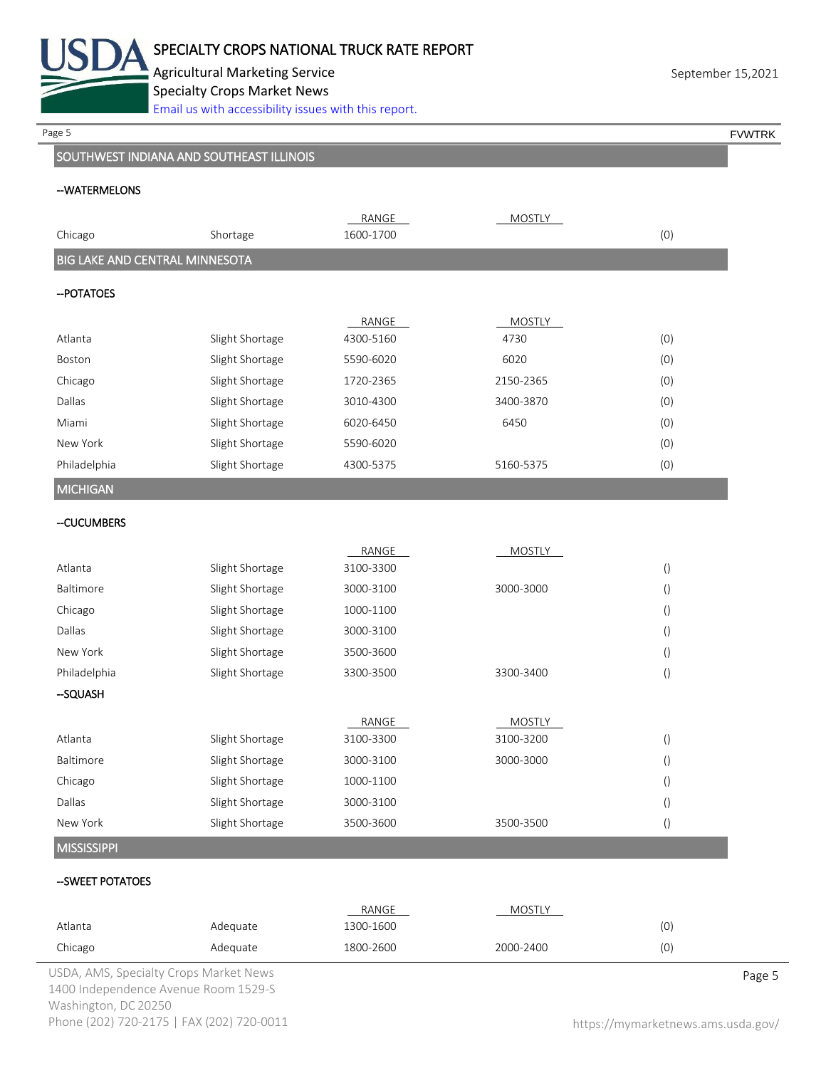## SOUTHWEST INDIANA AND SOUTHEAST ILLINOIS

### --WATERMELONS

| | | RANGE | MOSTLY | |
|---|---|---|---|---|
| Chicago | Shortage | 1600-1700 | | (0) |

## BIG LAKE AND CENTRAL MINNESOTA

### --POTATOES

| | | RANGE | MOSTLY | |
|---|---|---|---|---|
| Atlanta | Slight Shortage | 4300-5160 | 4730 | (0) |
| Boston | Slight Shortage | 5590-6020 | 6020 | (0) |
| Chicago | Slight Shortage | 1720-2365 | 2150-2365 | (0) |
| Dallas | Slight Shortage | 3010-4300 | 3400-3870 | (0) |
| Miami | Slight Shortage | 6020-6450 | 6450 | (0) |
| New York | Slight Shortage | 5590-6020 | | (0) |
| Philadelphia | Slight Shortage | 4300-5375 | 5160-5375 | (0) |

## MICHIGAN

### --CUCUMBERS

| | | RANGE | MOSTLY | |
|---|---|---|---|---|
| Atlanta | Slight Shortage | 3100-3300 | | () |
| Baltimore | Slight Shortage | 3000-3100 | 3000-3000 | () |
| Chicago | Slight Shortage | 1000-1100 | | () |
| Dallas | Slight Shortage | 3000-3100 | | () |
| New York | Slight Shortage | 3500-3600 | | () |
| Philadelphia | Slight Shortage | 3300-3500 | 3300-3400 | () |

### --SQUASH

| | | RANGE | MOSTLY | |
|---|---|---|---|---|
| Atlanta | Slight Shortage | 3100-3300 | 3100-3200 | () |
| Baltimore | Slight Shortage | 3000-3100 | 3000-3000 | () |
| Chicago | Slight Shortage | 1000-1100 | | () |
| Dallas | Slight Shortage | 3000-3100 | | () |
| New York | Slight Shortage | 3500-3600 | 3500-3500 | () |

## MISSISSIPPI

### --SWEET POTATOES

| | | RANGE | MOSTLY | |
|---|---|---|---|---|
| Atlanta | Adequate | 1300-1600 | | (0) |
| Chicago | Adequate | 1800-2600 | 2000-2400 | (0) |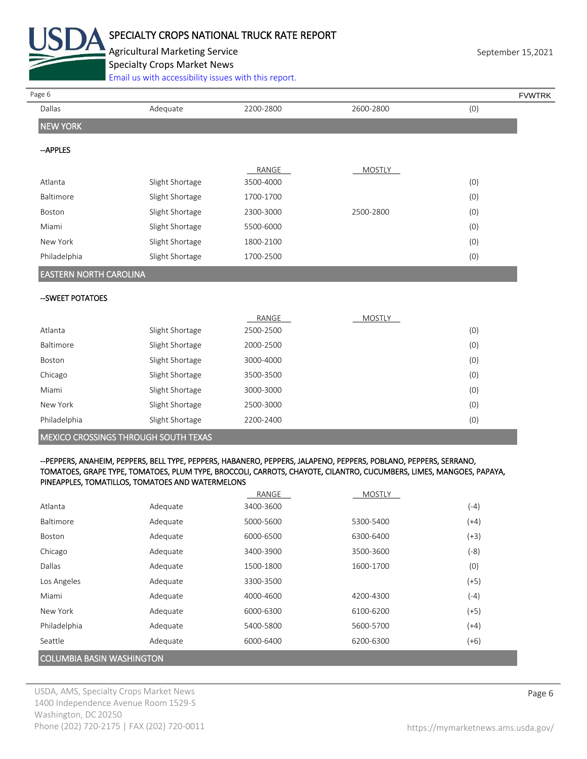| Dallas | Adequate | 2200-2800 | 2600-2800 | (0) |
|---|---|---|---|---|

## NEW YORK

--APPLES

| | | RANGE | MOSTLY | |
|---|---|---|---|---|
| Atlanta | Slight Shortage | 3500-4000 | | (0) |
| Baltimore | Slight Shortage | 1700-1700 | | (0) |
| Boston | Slight Shortage | 2300-3000 | 2500-2800 | (0) |
| Miami | Slight Shortage | 5500-6000 | | (0) |
| New York | Slight Shortage | 1800-2100 | | (0) |
| Philadelphia | Slight Shortage | 1700-2500 | | (0) |

## EASTERN NORTH CAROLINA

--SWEET POTATOES

| | | RANGE | MOSTLY | |
|---|---|---|---|---|
| Atlanta | Slight Shortage | 2500-2500 | | (0) |
| Baltimore | Slight Shortage | 2000-2500 | | (0) |
| Boston | Slight Shortage | 3000-4000 | | (0) |
| Chicago | Slight Shortage | 3500-3500 | | (0) |
| Miami | Slight Shortage | 3000-3000 | | (0) |
| New York | Slight Shortage | 2500-3000 | | (0) |
| Philadelphia | Slight Shortage | 2200-2400 | | (0) |

## MEXICO CROSSINGS THROUGH SOUTH TEXAS

--PEPPERS, ANAHEIM, PEPPERS, BELL TYPE, PEPPERS, HABANERO, PEPPERS, JALAPENO, PEPPERS, POBLANO, PEPPERS, SERRANO, TOMATOES, GRAPE TYPE, TOMATOES, PLUM TYPE, BROCCOLI, CARROTS, CHAYOTE, CILANTRO, CUCUMBERS, LIMES, MANGOES, PAPAYA, PINEAPPLES, TOMATILLOS, TOMATOES AND WATERMELONS

| | | RANGE | MOSTLY | |
|---|---|---|---|---|
| Atlanta | Adequate | 3400-3600 | | (-4) |
| Baltimore | Adequate | 5000-5600 | 5300-5400 | (+4) |
| Boston | Adequate | 6000-6500 | 6300-6400 | (+3) |
| Chicago | Adequate | 3400-3900 | 3500-3600 | (-8) |
| Dallas | Adequate | 1500-1800 | 1600-1700 | (0) |
| Los Angeles | Adequate | 3300-3500 | | (+5) |
| Miami | Adequate | 4000-4600 | 4200-4300 | (-4) |
| New York | Adequate | 6000-6300 | 6100-6200 | (+5) |
| Philadelphia | Adequate | 5400-5800 | 5600-5700 | (+4) |
| Seattle | Adequate | 6000-6400 | 6200-6300 | (+6) |

## COLUMBIA BASIN WASHINGTON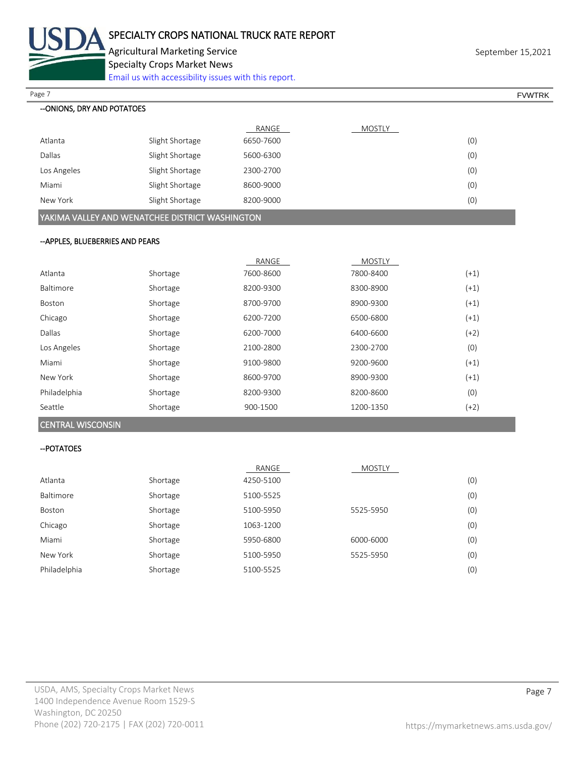--ONIONS, DRY AND POTATOES

| | | RANGE | MOSTLY | |
|---|---|---|---|---|
| Atlanta | Slight Shortage | 6650-7600 | | (0) |
| Dallas | Slight Shortage | 5600-6300 | | (0) |
| Los Angeles | Slight Shortage | 2300-2700 | | (0) |
| Miami | Slight Shortage | 8600-9000 | | (0) |
| New York | Slight Shortage | 8200-9000 | | (0) |

## YAKIMA VALLEY AND WENATCHEE DISTRICT WASHINGTON

--APPLES, BLUEBERRIES AND PEARS

| | | RANGE | MOSTLY | |
|---|---|---|---|---|
| Atlanta | Shortage | 7600-8600 | 7800-8400 | (+1) |
| Baltimore | Shortage | 8200-9300 | 8300-8900 | (+1) |
| Boston | Shortage | 8700-9700 | 8900-9300 | (+1) |
| Chicago | Shortage | 6200-7200 | 6500-6800 | (+1) |
| Dallas | Shortage | 6200-7000 | 6400-6600 | (+2) |
| Los Angeles | Shortage | 2100-2800 | 2300-2700 | (0) |
| Miami | Shortage | 9100-9800 | 9200-9600 | (+1) |
| New York | Shortage | 8600-9700 | 8900-9300 | (+1) |
| Philadelphia | Shortage | 8200-9300 | 8200-8600 | (0) |
| Seattle | Shortage | 900-1500 | 1200-1350 | (+2) |

## CENTRAL WISCONSIN

--POTATOES

| | | RANGE | MOSTLY | |
|---|---|---|---|---|
| Atlanta | Shortage | 4250-5100 | | (0) |
| Baltimore | Shortage | 5100-5525 | | (0) |
| Boston | Shortage | 5100-5950 | 5525-5950 | (0) |
| Chicago | Shortage | 1063-1200 | | (0) |
| Miami | Shortage | 5950-6800 | 6000-6000 | (0) |
| New York | Shortage | 5100-5950 | 5525-5950 | (0) |
| Philadelphia | Shortage | 5100-5525 | | (0) |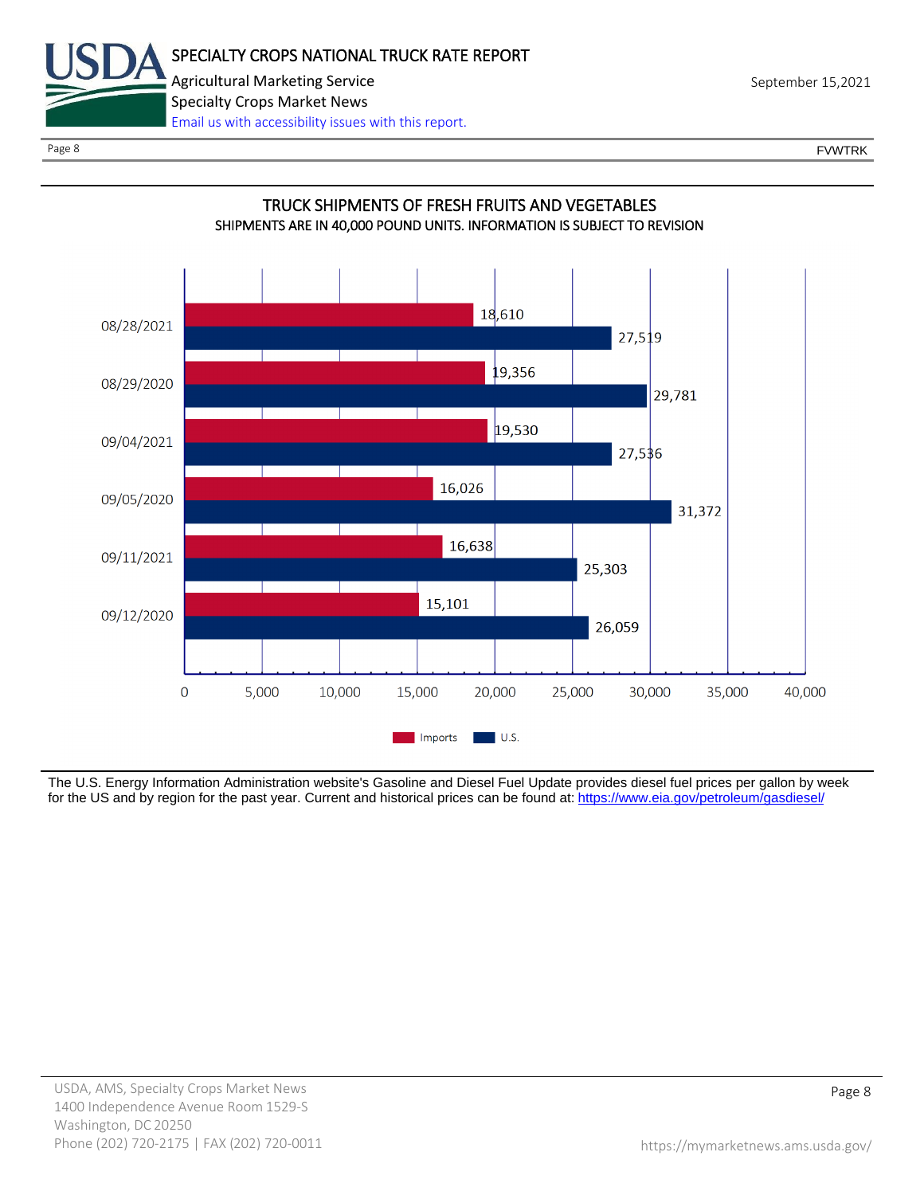## TRUCK SHIPMENTS OF FRESH FRUITS AND VEGETABLES

SHIPMENTS ARE IN 40,000 POUND UNITS. INFORMATION IS SUBJECT TO REVISION

08/28/2021
18,610
27,519

08/29/2020
19,356
29,781

09/04/2021
19,530
27,536

09/05/2020
16,026
31,372

09/11/2021
16,638
25,303

09/12/2020
15,101
26,059

0
5,000
10,000
15,000
20,000
25,000
30,000
35,000
40,000

Imports
U.S.

The U.S. Energy Information Administration website's Gasoline and Diesel Fuel Update provides diesel fuel prices per gallon by week for the US and by region for the past year. Current and historical prices can be found at: https://www.eia.gov/petroleum/gasdiesel/